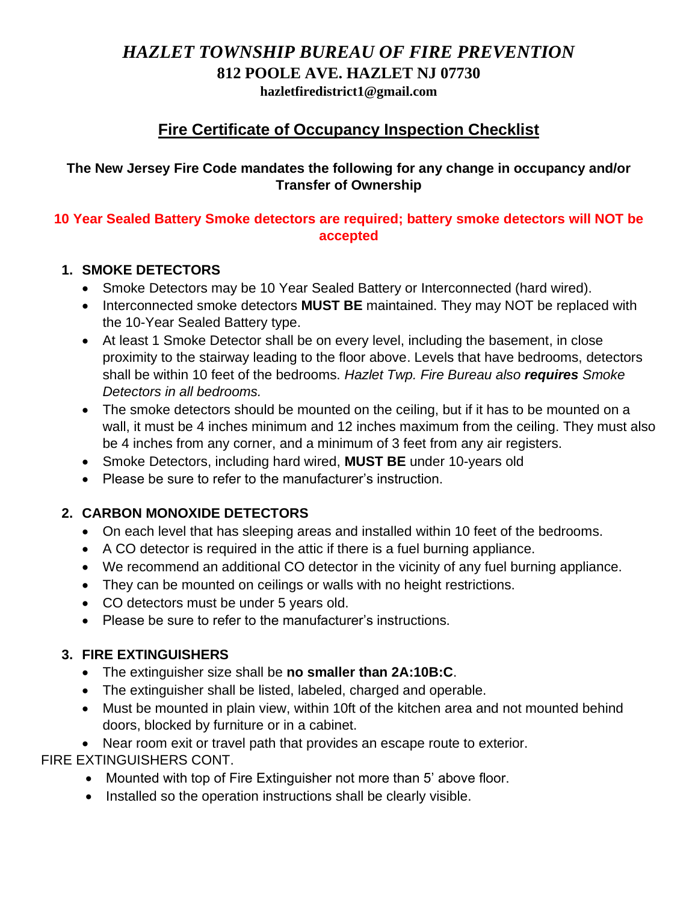# *HAZLET TOWNSHIP BUREAU OF FIRE PREVENTION*

**812 POOLE AVE. HAZLET NJ 07730**

**hazletfiredistrict1@gmail.com**

## Fire Certificate of Occupancy Inspection Checklist

**The New Jersey Fire Code mandates the following for any change in occupancy and/or Transfer of Ownership**

**10 Year Sealed Battery Smoke detectors are required; battery smoke detectors will NOT be accepted**

1. **SMOKE DETECTORS**
   - Smoke Detectors may be 10 Year Sealed Battery or Interconnected (hard wired).
   - Interconnected smoke detectors **MUST BE** maintained. They may NOT be replaced with the 10-Year Sealed Battery type.
   - At least 1 Smoke Detector shall be on every level, including the basement, in close proximity to the stairway leading to the floor above. Levels that have bedrooms, detectors shall be within 10 feet of the bedrooms. *Hazlet Twp. Fire Bureau also **requires** Smoke Detectors in all bedrooms.*
   - The smoke detectors should be mounted on the ceiling, but if it has to be mounted on a wall, it must be 4 inches minimum and 12 inches maximum from the ceiling. They must also be 4 inches from any corner, and a minimum of 3 feet from any air registers.
   - Smoke Detectors, including hard wired, **MUST BE** under 10-years old
   - Please be sure to refer to the manufacturer's instruction.

2. **CARBON MONOXIDE DETECTORS**
   - On each level that has sleeping areas and installed within 10 feet of the bedrooms.
   - A CO detector is required in the attic if there is a fuel burning appliance.
   - We recommend an additional CO detector in the vicinity of any fuel burning appliance.
   - They can be mounted on ceilings or walls with no height restrictions.
   - CO detectors must be under 5 years old.
   - Please be sure to refer to the manufacturer's instructions.

3. **FIRE EXTINGUISHERS**
   - The extinguisher size shall be **no smaller than 2A:10B:C**.
   - The extinguisher shall be listed, labeled, charged and operable.
   - Must be mounted in plain view, within 10ft of the kitchen area and not mounted behind doors, blocked by furniture or in a cabinet.
   - Near room exit or travel path that provides an escape route to exterior.

FIRE EXTINGUISHERS CONT.

- Mounted with top of Fire Extinguisher not more than 5' above floor.
- Installed so the operation instructions shall be clearly visible.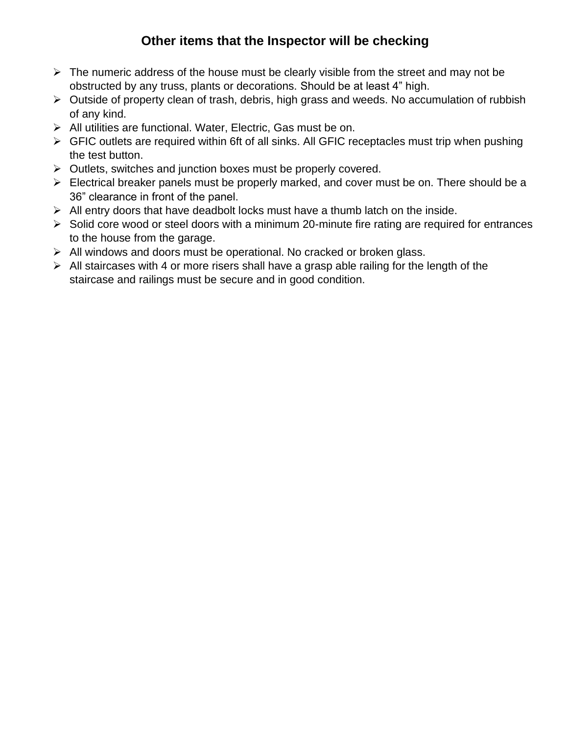## Other items that the Inspector will be checking

- The numeric address of the house must be clearly visible from the street and may not be obstructed by any truss, plants or decorations. Should be at least 4” high.
- Outside of property clean of trash, debris, high grass and weeds. No accumulation of rubbish of any kind.
- All utilities are functional. Water, Electric, Gas must be on.
- GFIC outlets are required within 6ft of all sinks. All GFIC receptacles must trip when pushing the test button.
- Outlets, switches and junction boxes must be properly covered.
- Electrical breaker panels must be properly marked, and cover must be on. There should be a 36” clearance in front of the panel.
- All entry doors that have deadbolt locks must have a thumb latch on the inside.
- Solid core wood or steel doors with a minimum 20-minute fire rating are required for entrances to the house from the garage.
- All windows and doors must be operational. No cracked or broken glass.
- All staircases with 4 or more risers shall have a grasp able railing for the length of the staircase and railings must be secure and in good condition.